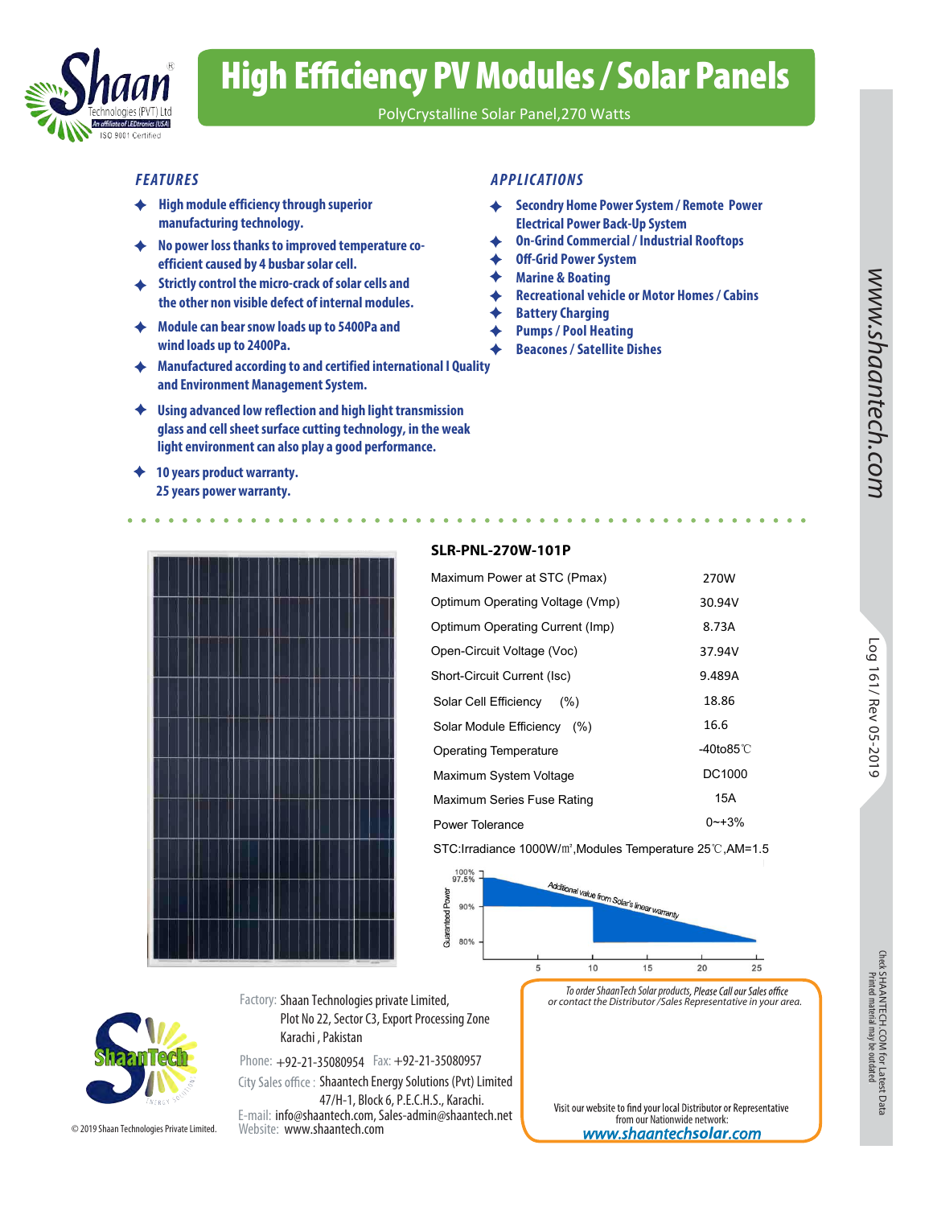Shaan Technologies (PVT) Ltd

An affiliate of LEDtronics (USA)

ISO 9001 Certified

# High Efficiency PV Modules / Solar Panels

PolyCrystalline Solar Panel,270 Watts

## FEATURES

- High module efficiency through superior manufacturing technology.
- No power loss thanks to improved temperature co-efficient caused by 4 busbar solar cell.
- Strictly control the micro-crack of solar cells and the other non visible defect of internal modules.
- Module can bear snow loads up to 5400Pa and wind loads up to 2400Pa.
- Manufactured according to and certified international I Quality and Environment Management System.
- Using advanced low reflection and high light transmission glass and cell sheet surface cutting technology, in the weak light environment can also play a good performance.
- 10 years product warranty.
  25 years power warranty.

## APPLICATIONS

- Secondry Home Power System / Remote Power Electrical Power Back-Up System
- On-Grid Commercial / Industrial Rooftops
- Off-Grid Power System
- Marine & Boating
- Recreational vehicle or Motor Homes / Cabins
- Battery Charging
- Pumps / Pool Heating
- Beacones / Satellite Dishes

### SLR-PNL-270W-101P

| Parameter | Value |
|---|---|
| Maximum Power at STC (Pmax) | 270W |
| Optimum Operating Voltage (Vmp) | 30.94V |
| Optimum Operating Current (Imp) | 8.73A |
| Open-Circuit Voltage (Voc) | 37.94V |
| Short-Circuit Current (Isc) | 9.489A |
| Solar Cell Efficiency (%) | 18.86 |
| Solar Module Efficiency (%) | 16.6 |
| Operating Temperature | -40to85℃ |
| Maximum System Voltage | DC1000 |
| Maximum Series Fuse Rating | 15A |
| Power Tolerance | 0~+3% |

STC:Irradiance 1000W/㎡,Modules Temperature 25℃,AM=1.5

Guaranteed Power: 100%, 97.5%, 90%, 80% — years 5, 10, 15, 20, 25 — Additional value from Solar's linear warranty

Factory: Shaan Technologies private Limited,
Plot No 22, Sector C3, Export Processing Zone
Karachi , Pakistan

Phone: +92-21-35080954 Fax: +92-21-35080957

City Sales office : Shaantech Energy Solutions (Pvt) Limited
47/H-1, Block 6, P.E.C.H.S., Karachi.

E-mail: info@shaantech.com, Sales-admin@shaantech.net

Website: www.shaantech.com

*To order ShaanTech Solar products, Please Call our Sales office or contact the Distributor /Sales Representative in your area.*

Visit our website to find your local Distributor or Representative from our Nationwide network:
www.shaantechsolar.com

ShaanTech Energy Solutions

© 2019 Shaan Technologies Private Limited.

www.shaantech.com

Log 161/ Rev 05-2019

Check SHAANTECH.COM for Latest Data
Printed material may be outdated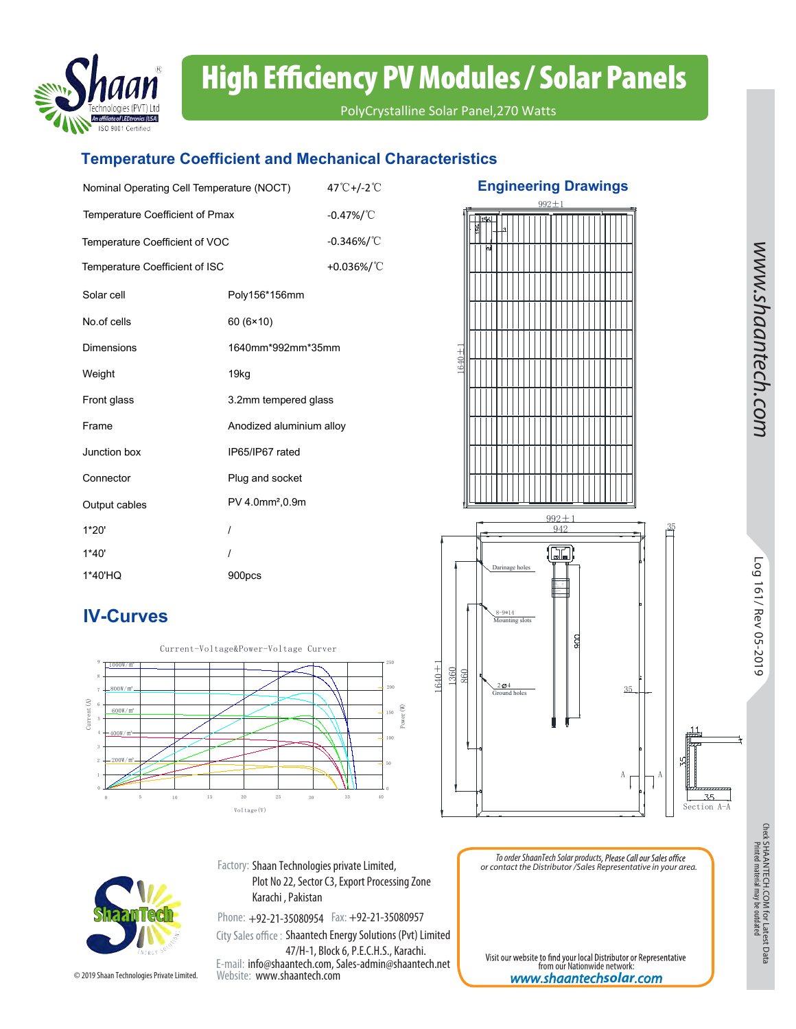# High Efficiency PV Modules / Solar Panels

PolyCrystalline Solar Panel,270 Watts

## Temperature Coefficient and Mechanical Characteristics

| | |
|---|---|
| Nominal Operating Cell Temperature (NOCT) | 47℃+/-2℃ |
| Temperature Coefficient of Pmax | -0.47%/℃ |
| Temperature Coefficient of VOC | -0.346%/℃ |
| Temperature Coefficient of ISC | +0.036%/℃ |
| Solar cell | Poly156*156mm |
| No.of cells | 60 (6×10) |
| Dimensions | 1640mm*992mm*35mm |
| Weight | 19kg |
| Front glass | 3.2mm tempered glass |
| Frame | Anodized aluminium alloy |
| Junction box | IP65/IP67 rated |
| Connector | Plug and socket |
| Output cables | PV 4.0mm²,0.9m |
| 1*20' | / |
| 1*40' | / |
| 1*40'HQ | 900pcs |

## Engineering Drawings

992±1
1640±1
992±1
942
35
Darinage holes
8-9*14
Mounting slots
900
1640±1
1360
860
2-⌀4
Ground holes
35
A
A
11
35
35
Section A-A

## IV-Curves

Current-Voltage&Power-Voltage Curver

1000W/m²
800W/m²
600W/m²
400W/m²
200W/m²

Current (A)
Power (W)
Voltage (V)

0 5 10 15 20 25 30 35 40

Factory: Shaan Technologies private Limited,
Plot No 22, Sector C3, Export Processing Zone
Karachi , Pakistan

Phone: +92-21-35080954 Fax: +92-21-35080957

City Sales office : Shaantech Energy Solutions (Pvt) Limited
47/H-1, Block 6, P.E.C.H.S., Karachi.

E-mail: info@shaantech.com, Sales-admin@shaantech.net
Website: www.shaantech.com

*To order ShaanTech Solar products, Please Call our Sales office or contact the Distributor /Sales Representative in your area.*

Visit our website to find your local Distributor or Representative from our Nationwide network:
**www.shaantechsolar.com**

© 2019 Shaan Technologies Private Limited.

www.shaantech.com

Log 161/ Rev 05-2019

Check SHAANTECH.COM for Latest Data
Printed material may be outdated